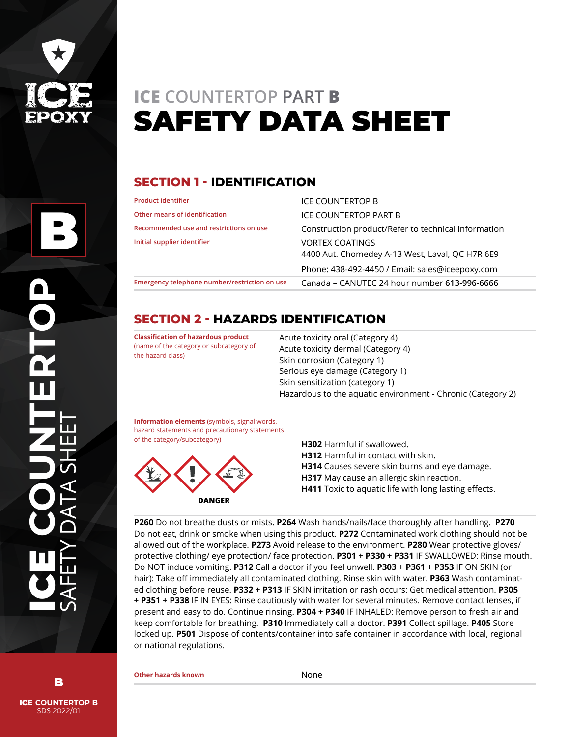# ICE COUNTERTOP PART B

# SAFETY DATA SHEET

## SECTION 1 - IDENTIFICATION

| | |
|---|---|
| Product identifier | ICE COUNTERTOP B |
| Other means of identification | ICE COUNTERTOP PART B |
| Recommended use and restrictions on use | Construction product/Refer to technical information |
| Initial supplier identifier | VORTEX COATINGS<br>4400 Aut. Chomedey A-13 West, Laval, QC H7R 6E9<br>Phone: 438-492-4450 / Email: sales@iceepoxy.com |
| Emergency telephone number/restriction on use | Canada – CANUTEC 24 hour number **613-996-6666** |

## SECTION 2 - HAZARDS IDENTIFICATION

**Classification of hazardous product** (name of the category or subcategory of the hazard class)

Acute toxicity oral (Category 4)
Acute toxicity dermal (Category 4)
Skin corrosion (Category 1)
Serious eye damage (Category 1)
Skin sensitization (category 1)
Hazardous to the aquatic environment - Chronic (Category 2)

**Information elements** (symbols, signal words, hazard statements and precautionary statements of the category/subcategory)

**DANGER**

**H302** Harmful if swallowed.
**H312** Harmful in contact with skin.
**H314** Causes severe skin burns and eye damage.
**H317** May cause an allergic skin reaction.
**H411** Toxic to aquatic life with long lasting effects.

**P260** Do not breathe dusts or mists. **P264** Wash hands/nails/face thoroughly after handling. **P270** Do not eat, drink or smoke when using this product. **P272** Contaminated work clothing should not be allowed out of the workplace. **P273** Avoid release to the environment. **P280** Wear protective gloves/ protective clothing/ eye protection/ face protection. **P301 + P330 + P331** IF SWALLOWED: Rinse mouth. Do NOT induce vomiting. **P312** Call a doctor if you feel unwell. **P303 + P361 + P353** IF ON SKIN (or hair): Take off immediately all contaminated clothing. Rinse skin with water. **P363** Wash contaminated clothing before reuse. **P332 + P313** IF SKIN irritation or rash occurs: Get medical attention. **P305 + P351 + P338** IF IN EYES: Rinse cautiously with water for several minutes. Remove contact lenses, if present and easy to do. Continue rinsing. **P304 + P340** IF INHALED: Remove person to fresh air and keep comfortable for breathing. **P310** Immediately call a doctor. **P391** Collect spillage. **P405** Store locked up. **P501** Dispose of contents/container into safe container in accordance with local, regional or national regulations.

| | |
|---|---|
| Other hazards known | None |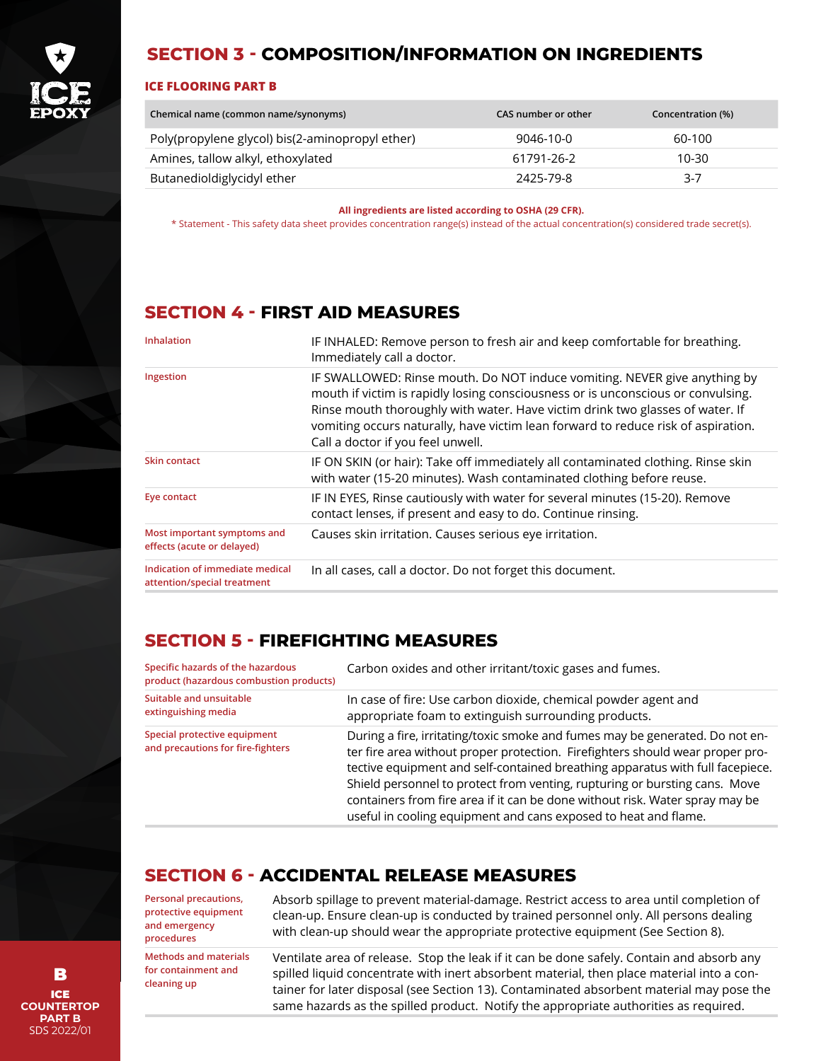## SECTION 3 - COMPOSITION/INFORMATION ON INGREDIENTS

### ICE FLOORING PART B

| Chemical name (common name/synonyms) | CAS number or other | Concentration (%) |
|---|---|---|
| Poly(propylene glycol) bis(2-aminopropyl ether) | 9046-10-0 | 60-100 |
| Amines, tallow alkyl, ethoxylated | 61791-26-2 | 10-30 |
| Butanedioldiglycidyl ether | 2425-79-8 | 3-7 |

**All ingredients are listed according to OSHA (29 CFR).**

* Statement - This safety data sheet provides concentration range(s) instead of the actual concentration(s) considered trade secret(s).

## SECTION 4 - FIRST AID MEASURES

| | |
|---|---|
| Inhalation | IF INHALED: Remove person to fresh air and keep comfortable for breathing. Immediately call a doctor. |
| Ingestion | IF SWALLOWED: Rinse mouth. Do NOT induce vomiting. NEVER give anything by mouth if victim is rapidly losing consciousness or is unconscious or convulsing. Rinse mouth thoroughly with water. Have victim drink two glasses of water. If vomiting occurs naturally, have victim lean forward to reduce risk of aspiration. Call a doctor if you feel unwell. |
| Skin contact | IF ON SKIN (or hair): Take off immediately all contaminated clothing. Rinse skin with water (15-20 minutes). Wash contaminated clothing before reuse. |
| Eye contact | IF IN EYES, Rinse cautiously with water for several minutes (15-20). Remove contact lenses, if present and easy to do. Continue rinsing. |
| Most important symptoms and effects (acute or delayed) | Causes skin irritation. Causes serious eye irritation. |
| Indication of immediate medical attention/special treatment | In all cases, call a doctor. Do not forget this document. |

## SECTION 5 - FIREFIGHTING MEASURES

| | |
|---|---|
| Specific hazards of the hazardous product (hazardous combustion products) | Carbon oxides and other irritant/toxic gases and fumes. |
| Suitable and unsuitable extinguishing media | In case of fire: Use carbon dioxide, chemical powder agent and appropriate foam to extinguish surrounding products. |
| Special protective equipment and precautions for fire-fighters | During a fire, irritating/toxic smoke and fumes may be generated. Do not enter fire area without proper protection. Firefighters should wear proper protective equipment and self-contained breathing apparatus with full facepiece. Shield personnel to protect from venting, rupturing or bursting cans. Move containers from fire area if it can be done without risk. Water spray may be useful in cooling equipment and cans exposed to heat and flame. |

## SECTION 6 - ACCIDENTAL RELEASE MEASURES

| | |
|---|---|
| Personal precautions, protective equipment and emergency procedures | Absorb spillage to prevent material-damage. Restrict access to area until completion of clean-up. Ensure clean-up is conducted by trained personnel only. All persons dealing with clean-up should wear the appropriate protective equipment (See Section 8). |
| Methods and materials for containment and cleaning up | Ventilate area of release. Stop the leak if it can be done safely. Contain and absorb any spilled liquid concentrate with inert absorbent material, then place material into a container for later disposal (see Section 13). Contaminated absorbent material may pose the same hazards as the spilled product. Notify the appropriate authorities as required. |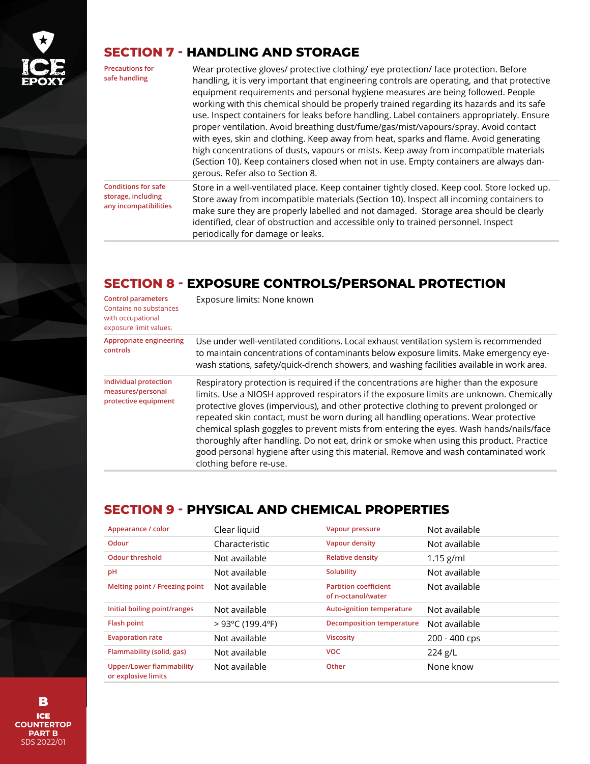## SECTION 7 - HANDLING AND STORAGE

| | |
|---|---|
| Precautions for safe handling | Wear protective gloves/ protective clothing/ eye protection/ face protection. Before handling, it is very important that engineering controls are operating, and that protective equipment requirements and personal hygiene measures are being followed. People working with this chemical should be properly trained regarding its hazards and its safe use. Inspect containers for leaks before handling. Label containers appropriately. Ensure proper ventilation. Avoid breathing dust/fume/gas/mist/vapours/spray. Avoid contact with eyes, skin and clothing. Keep away from heat, sparks and flame. Avoid generating high concentrations of dusts, vapours or mists. Keep away from incompatible materials (Section 10). Keep containers closed when not in use. Empty containers are always dangerous. Refer also to Section 8. |
| Conditions for safe storage, including any incompatibilities | Store in a well-ventilated place. Keep container tightly closed. Keep cool. Store locked up. Store away from incompatible materials (Section 10). Inspect all incoming containers to make sure they are properly labelled and not damaged. Storage area should be clearly identified, clear of obstruction and accessible only to trained personnel. Inspect periodically for damage or leaks. |

## SECTION 8 - EXPOSURE CONTROLS/PERSONAL PROTECTION

| | |
|---|---|
| Control parameters<br>Contains no substances with occupational exposure limit values. | Exposure limits: None known |
| Appropriate engineering controls | Use under well-ventilated conditions. Local exhaust ventilation system is recommended to maintain concentrations of contaminants below exposure limits. Make emergency eyewash stations, safety/quick-drench showers, and washing facilities available in work area. |
| Individual protection measures/personal protective equipment | Respiratory protection is required if the concentrations are higher than the exposure limits. Use a NIOSH approved respirators if the exposure limits are unknown. Chemically protective gloves (impervious), and other protective clothing to prevent prolonged or repeated skin contact, must be worn during all handling operations. Wear protective chemical splash goggles to prevent mists from entering the eyes. Wash hands/nails/face thoroughly after handling. Do not eat, drink or smoke when using this product. Practice good personal hygiene after using this material. Remove and wash contaminated work clothing before re-use. |

## SECTION 9 - PHYSICAL AND CHEMICAL PROPERTIES

| | | | |
|---|---|---|---|
| Appearance / color | Clear liquid | Vapour pressure | Not available |
| Odour | Characteristic | Vapour density | Not available |
| Odour threshold | Not available | Relative density | 1.15 g/ml |
| pH | Not available | Solubility | Not available |
| Melting point / Freezing point | Not available | Partition coefficient of n-octanol/water | Not available |
| Initial boiling point/ranges | Not available | Auto-ignition temperature | Not available |
| Flash point | > 93ºC (199.4ºF) | Decomposition temperature | Not available |
| Evaporation rate | Not available | Viscosity | 200 - 400 cps |
| Flammability (solid, gas) | Not available | VOC | 224 g/L |
| Upper/Lower flammability or explosive limits | Not available | Other | None know |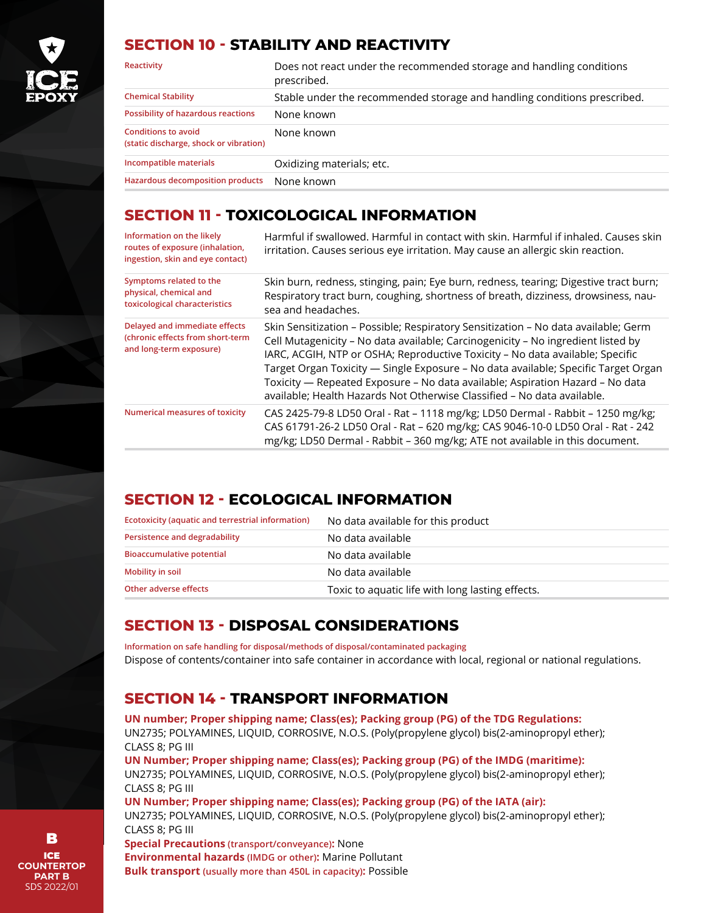## SECTION 10 - STABILITY AND REACTIVITY

| | |
|---|---|
| Reactivity | Does not react under the recommended storage and handling conditions prescribed. |
| Chemical Stability | Stable under the recommended storage and handling conditions prescribed. |
| Possibility of hazardous reactions | None known |
| Conditions to avoid (static discharge, shock or vibration) | None known |
| Incompatible materials | Oxidizing materials; etc. |
| Hazardous decomposition products | None known |

## SECTION 11 - TOXICOLOGICAL INFORMATION

| | |
|---|---|
| Information on the likely routes of exposure (inhalation, ingestion, skin and eye contact) | Harmful if swallowed. Harmful in contact with skin. Harmful if inhaled. Causes skin irritation. Causes serious eye irritation. May cause an allergic skin reaction. |
| Symptoms related to the physical, chemical and toxicological characteristics | Skin burn, redness, stinging, pain; Eye burn, redness, tearing; Digestive tract burn; Respiratory tract burn, coughing, shortness of breath, dizziness, drowsiness, nausea and headaches. |
| Delayed and immediate effects (chronic effects from short-term and long-term exposure) | Skin Sensitization – Possible; Respiratory Sensitization – No data available; Germ Cell Mutagenicity – No data available; Carcinogenicity – No ingredient listed by IARC, ACGIH, NTP or OSHA; Reproductive Toxicity – No data available; Specific Target Organ Toxicity — Single Exposure – No data available; Specific Target Organ Toxicity — Repeated Exposure – No data available; Aspiration Hazard – No data available; Health Hazards Not Otherwise Classified – No data available. |
| Numerical measures of toxicity | CAS 2425-79-8 LD50 Oral - Rat – 1118 mg/kg; LD50 Dermal - Rabbit – 1250 mg/kg; CAS 61791-26-2 LD50 Oral - Rat – 620 mg/kg; CAS 9046-10-0 LD50 Oral - Rat - 242 mg/kg; LD50 Dermal - Rabbit – 360 mg/kg; ATE not available in this document. |

## SECTION 12 - ECOLOGICAL INFORMATION

| | |
|---|---|
| Ecotoxicity (aquatic and terrestrial information) | No data available for this product |
| Persistence and degradability | No data available |
| Bioaccumulative potential | No data available |
| Mobility in soil | No data available |
| Other adverse effects | Toxic to aquatic life with long lasting effects. |

## SECTION 13 - DISPOSAL CONSIDERATIONS

Information on safe handling for disposal/methods of disposal/contaminated packaging

Dispose of contents/container into safe container in accordance with local, regional or national regulations.

## SECTION 14 - TRANSPORT INFORMATION

**UN number; Proper shipping name; Class(es); Packing group (PG) of the TDG Regulations:**
UN2735; POLYAMINES, LIQUID, CORROSIVE, N.O.S. (Poly(propylene glycol) bis(2-aminopropyl ether); CLASS 8; PG III

**UN Number; Proper shipping name; Class(es); Packing group (PG) of the IMDG (maritime):**
UN2735; POLYAMINES, LIQUID, CORROSIVE, N.O.S. (Poly(propylene glycol) bis(2-aminopropyl ether); CLASS 8; PG III

**UN Number; Proper shipping name; Class(es); Packing group (PG) of the IATA (air):**
UN2735; POLYAMINES, LIQUID, CORROSIVE, N.O.S. (Poly(propylene glycol) bis(2-aminopropyl ether); CLASS 8; PG III

**Special Precautions** (transport/conveyance)**:** None

**Environmental hazards** (IMDG or other)**:** Marine Pollutant

**Bulk transport** (usually more than 450L in capacity)**:** Possible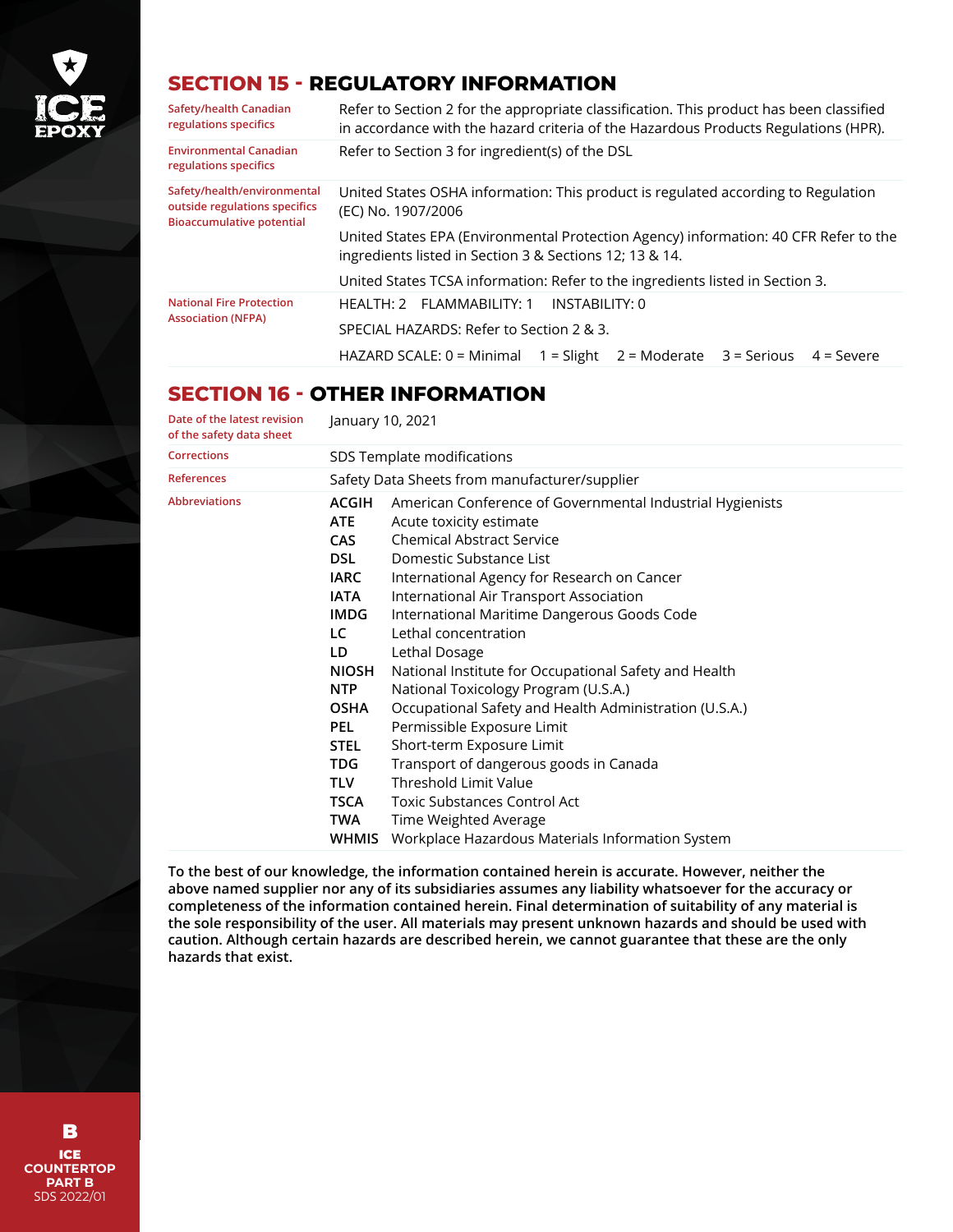## SECTION 15 - REGULATORY INFORMATION

| | |
|---|---|
| Safety/health Canadian regulations specifics | Refer to Section 2 for the appropriate classification. This product has been classified in accordance with the hazard criteria of the Hazardous Products Regulations (HPR). |
| Environmental Canadian regulations specifics | Refer to Section 3 for ingredient(s) of the DSL |
| Safety/health/environmental outside regulations specifics Bioaccumulative potential | United States OSHA information: This product is regulated according to Regulation (EC) No. 1907/2006 |
| | United States EPA (Environmental Protection Agency) information: 40 CFR Refer to the ingredients listed in Section 3 & Sections 12; 13 & 14. |
| | United States TCSA information: Refer to the ingredients listed in Section 3. |
| National Fire Protection Association (NFPA) | HEALTH: 2 FLAMMABILITY: 1 INSTABILITY: 0 |
| | SPECIAL HAZARDS: Refer to Section 2 & 3. |
| | HAZARD SCALE: 0 = Minimal 1 = Slight 2 = Moderate 3 = Serious 4 = Severe |

## SECTION 16 - OTHER INFORMATION

| | |
|---|---|
| Date of the latest revision of the safety data sheet | January 10, 2021 |
| Corrections | SDS Template modifications |
| References | Safety Data Sheets from manufacturer/supplier |

Abbreviations

| | |
|---|---|
| **ACGIH** | American Conference of Governmental Industrial Hygienists |
| **ATE** | Acute toxicity estimate |
| **CAS** | Chemical Abstract Service |
| **DSL** | Domestic Substance List |
| **IARC** | International Agency for Research on Cancer |
| **IATA** | International Air Transport Association |
| **IMDG** | International Maritime Dangerous Goods Code |
| **LC** | Lethal concentration |
| **LD** | Lethal Dosage |
| **NIOSH** | National Institute for Occupational Safety and Health |
| **NTP** | National Toxicology Program (U.S.A.) |
| **OSHA** | Occupational Safety and Health Administration (U.S.A.) |
| **PEL** | Permissible Exposure Limit |
| **STEL** | Short-term Exposure Limit |
| **TDG** | Transport of dangerous goods in Canada |
| **TLV** | Threshold Limit Value |
| **TSCA** | Toxic Substances Control Act |
| **TWA** | Time Weighted Average |
| **WHMIS** | Workplace Hazardous Materials Information System |

**To the best of our knowledge, the information contained herein is accurate. However, neither the above named supplier nor any of its subsidiaries assumes any liability whatsoever for the accuracy or completeness of the information contained herein. Final determination of suitability of any material is the sole responsibility of the user. All materials may present unknown hazards and should be used with caution. Although certain hazards are described herein, we cannot guarantee that these are the only hazards that exist.**